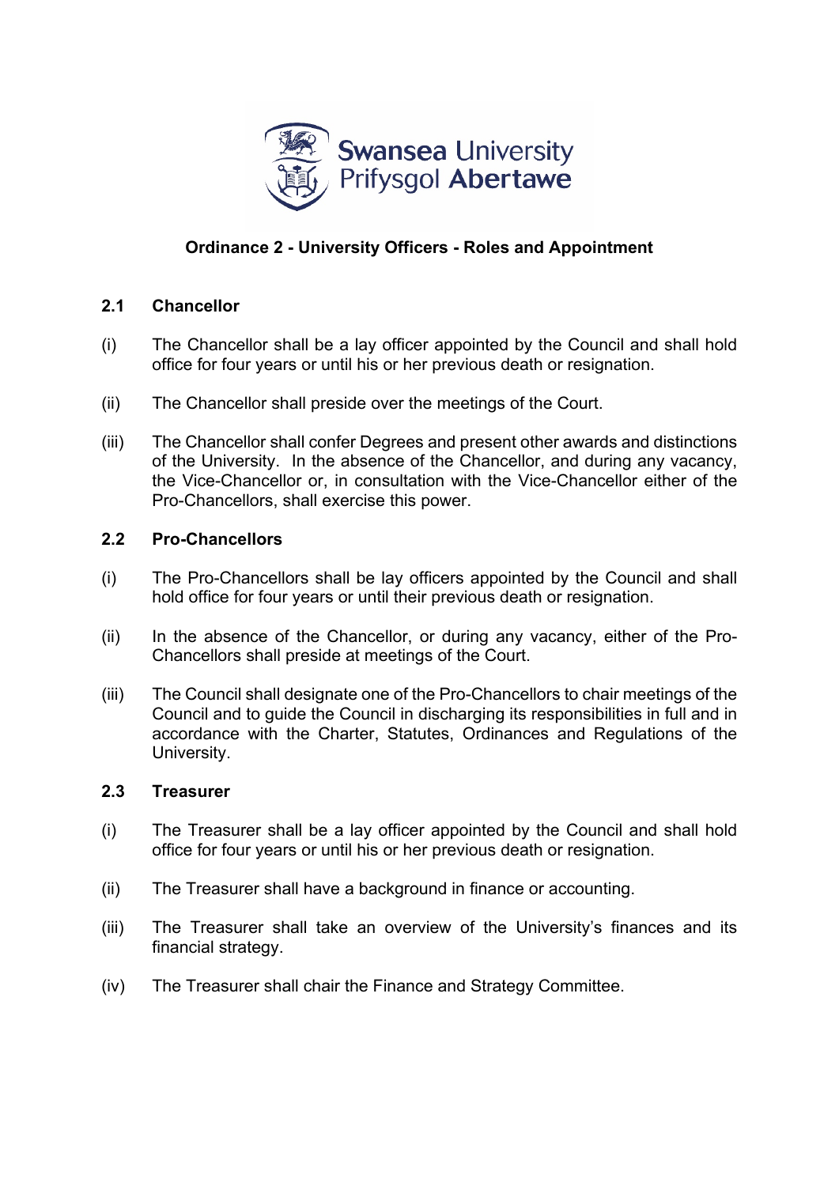# Ordinance 2 - University Officers - Roles and Appointment

## 2.1 Chancellor

(i) The Chancellor shall be a lay officer appointed by the Council and shall hold office for four years or until his or her previous death or resignation.

(ii) The Chancellor shall preside over the meetings of the Court.

(iii) The Chancellor shall confer Degrees and present other awards and distinctions of the University. In the absence of the Chancellor, and during any vacancy, the Vice-Chancellor or, in consultation with the Vice-Chancellor either of the Pro-Chancellors, shall exercise this power.

## 2.2 Pro-Chancellors

(i) The Pro-Chancellors shall be lay officers appointed by the Council and shall hold office for four years or until their previous death or resignation.

(ii) In the absence of the Chancellor, or during any vacancy, either of the Pro-Chancellors shall preside at meetings of the Court.

(iii) The Council shall designate one of the Pro-Chancellors to chair meetings of the Council and to guide the Council in discharging its responsibilities in full and in accordance with the Charter, Statutes, Ordinances and Regulations of the University.

## 2.3 Treasurer

(i) The Treasurer shall be a lay officer appointed by the Council and shall hold office for four years or until his or her previous death or resignation.

(ii) The Treasurer shall have a background in finance or accounting.

(iii) The Treasurer shall take an overview of the University's finances and its financial strategy.

(iv) The Treasurer shall chair the Finance and Strategy Committee.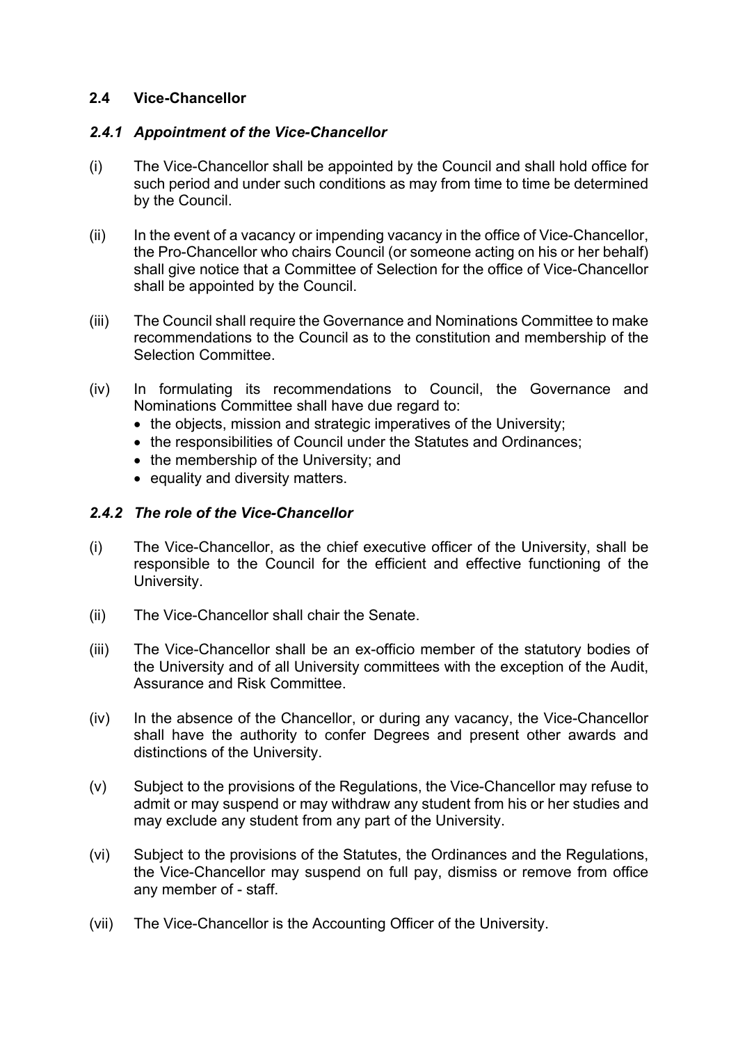## 2.4 Vice-Chancellor

### *2.4.1 Appointment of the Vice-Chancellor*

(i) The Vice-Chancellor shall be appointed by the Council and shall hold office for such period and under such conditions as may from time to time be determined by the Council.

(ii) In the event of a vacancy or impending vacancy in the office of Vice-Chancellor, the Pro-Chancellor who chairs Council (or someone acting on his or her behalf) shall give notice that a Committee of Selection for the office of Vice-Chancellor shall be appointed by the Council.

(iii) The Council shall require the Governance and Nominations Committee to make recommendations to the Council as to the constitution and membership of the Selection Committee.

(iv) In formulating its recommendations to Council, the Governance and Nominations Committee shall have due regard to:

- the objects, mission and strategic imperatives of the University;
- the responsibilities of Council under the Statutes and Ordinances;
- the membership of the University; and
- equality and diversity matters.

### *2.4.2 The role of the Vice-Chancellor*

(i) The Vice-Chancellor, as the chief executive officer of the University, shall be responsible to the Council for the efficient and effective functioning of the University.

(ii) The Vice-Chancellor shall chair the Senate.

(iii) The Vice-Chancellor shall be an ex-officio member of the statutory bodies of the University and of all University committees with the exception of the Audit, Assurance and Risk Committee.

(iv) In the absence of the Chancellor, or during any vacancy, the Vice-Chancellor shall have the authority to confer Degrees and present other awards and distinctions of the University.

(v) Subject to the provisions of the Regulations, the Vice-Chancellor may refuse to admit or may suspend or may withdraw any student from his or her studies and may exclude any student from any part of the University.

(vi) Subject to the provisions of the Statutes, the Ordinances and the Regulations, the Vice-Chancellor may suspend on full pay, dismiss or remove from office any member of - staff.

(vii) The Vice-Chancellor is the Accounting Officer of the University.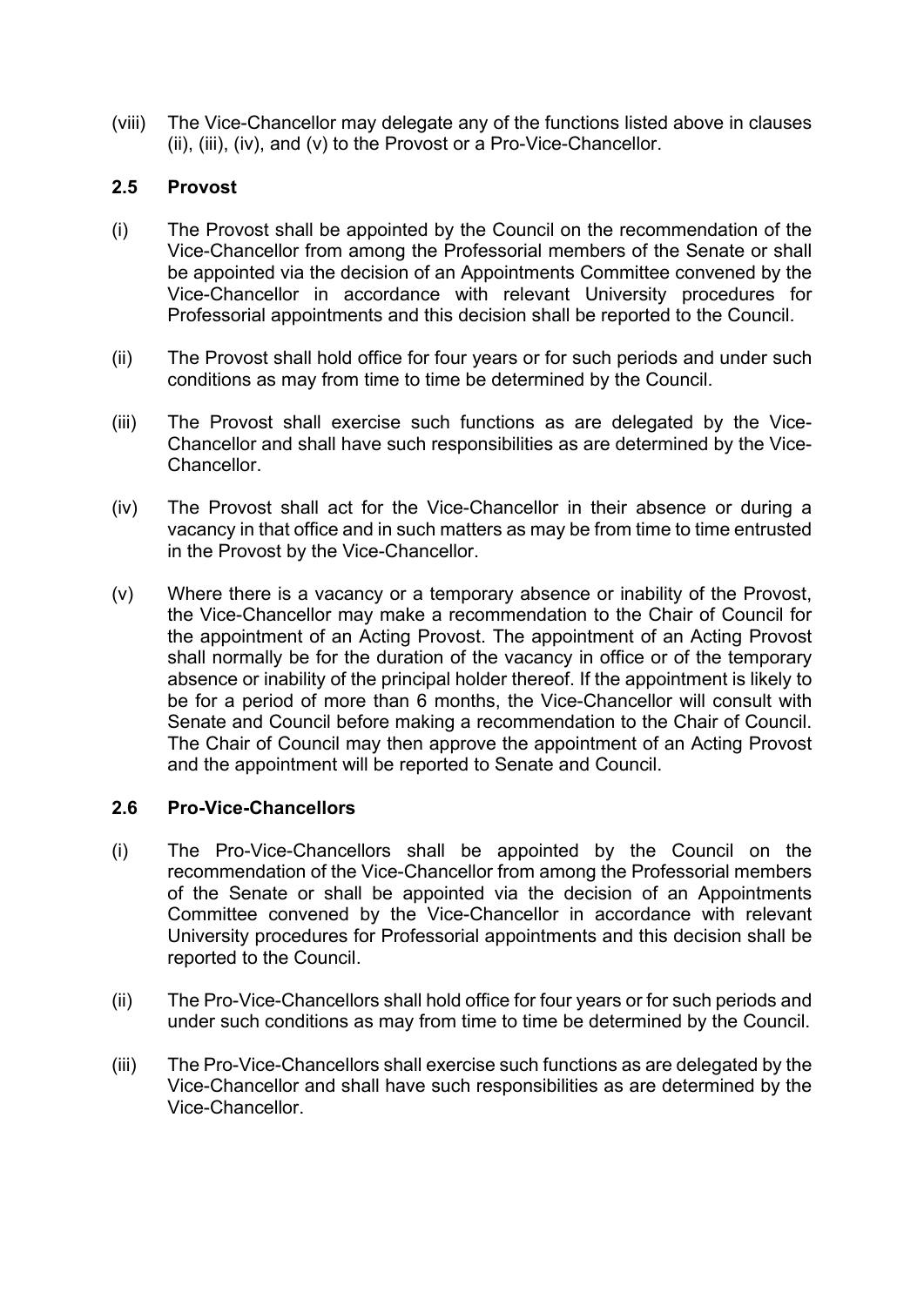(viii) The Vice-Chancellor may delegate any of the functions listed above in clauses (ii), (iii), (iv), and (v) to the Provost or a Pro-Vice-Chancellor.

### 2.5 Provost

(i) The Provost shall be appointed by the Council on the recommendation of the Vice-Chancellor from among the Professorial members of the Senate or shall be appointed via the decision of an Appointments Committee convened by the Vice-Chancellor in accordance with relevant University procedures for Professorial appointments and this decision shall be reported to the Council.

(ii) The Provost shall hold office for four years or for such periods and under such conditions as may from time to time be determined by the Council.

(iii) The Provost shall exercise such functions as are delegated by the Vice-Chancellor and shall have such responsibilities as are determined by the Vice-Chancellor.

(iv) The Provost shall act for the Vice-Chancellor in their absence or during a vacancy in that office and in such matters as may be from time to time entrusted in the Provost by the Vice-Chancellor.

(v) Where there is a vacancy or a temporary absence or inability of the Provost, the Vice-Chancellor may make a recommendation to the Chair of Council for the appointment of an Acting Provost. The appointment of an Acting Provost shall normally be for the duration of the vacancy in office or of the temporary absence or inability of the principal holder thereof. If the appointment is likely to be for a period of more than 6 months, the Vice-Chancellor will consult with Senate and Council before making a recommendation to the Chair of Council. The Chair of Council may then approve the appointment of an Acting Provost and the appointment will be reported to Senate and Council.

### 2.6 Pro-Vice-Chancellors

(i) The Pro-Vice-Chancellors shall be appointed by the Council on the recommendation of the Vice-Chancellor from among the Professorial members of the Senate or shall be appointed via the decision of an Appointments Committee convened by the Vice-Chancellor in accordance with relevant University procedures for Professorial appointments and this decision shall be reported to the Council.

(ii) The Pro-Vice-Chancellors shall hold office for four years or for such periods and under such conditions as may from time to time be determined by the Council.

(iii) The Pro-Vice-Chancellors shall exercise such functions as are delegated by the Vice-Chancellor and shall have such responsibilities as are determined by the Vice-Chancellor.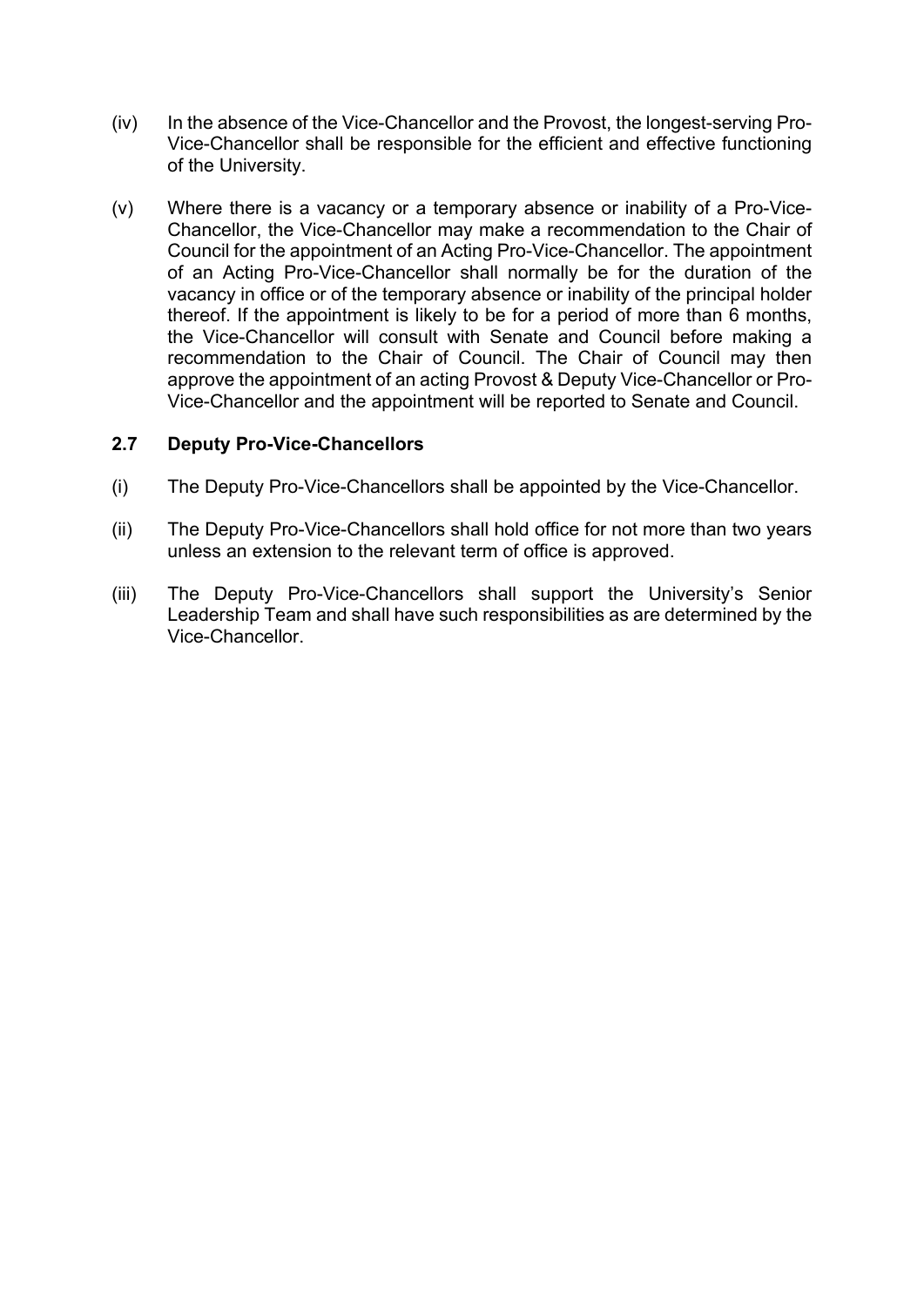(iv) In the absence of the Vice-Chancellor and the Provost, the longest-serving Pro-Vice-Chancellor shall be responsible for the efficient and effective functioning of the University.

(v) Where there is a vacancy or a temporary absence or inability of a Pro-Vice-Chancellor, the Vice-Chancellor may make a recommendation to the Chair of Council for the appointment of an Acting Pro-Vice-Chancellor. The appointment of an Acting Pro-Vice-Chancellor shall normally be for the duration of the vacancy in office or of the temporary absence or inability of the principal holder thereof. If the appointment is likely to be for a period of more than 6 months, the Vice-Chancellor will consult with Senate and Council before making a recommendation to the Chair of Council. The Chair of Council may then approve the appointment of an acting Provost & Deputy Vice-Chancellor or Pro-Vice-Chancellor and the appointment will be reported to Senate and Council.

### 2.7 Deputy Pro-Vice-Chancellors

(i) The Deputy Pro-Vice-Chancellors shall be appointed by the Vice-Chancellor.

(ii) The Deputy Pro-Vice-Chancellors shall hold office for not more than two years unless an extension to the relevant term of office is approved.

(iii) The Deputy Pro-Vice-Chancellors shall support the University's Senior Leadership Team and shall have such responsibilities as are determined by the Vice-Chancellor.